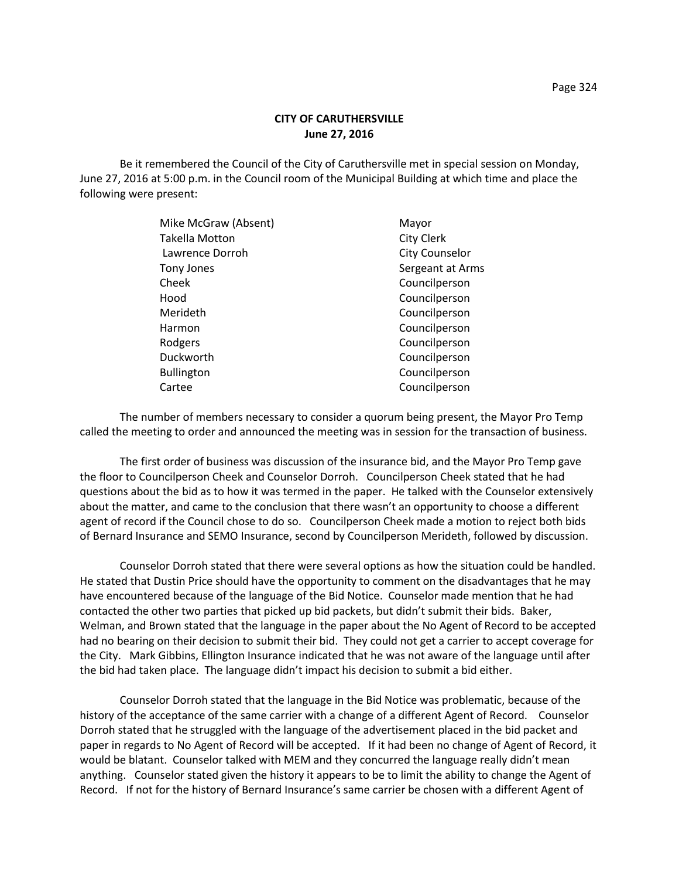**CITY OF CARUTHERSVILLE**
**June 27, 2016**

Be it remembered the Council of the City of Caruthersville met in special session on Monday, June 27, 2016 at 5:00 p.m. in the Council room of the Municipal Building at which time and place the following were present:

| | |
|---|---|
| Mike McGraw (Absent) | Mayor |
| Takella Motton | City Clerk |
| Lawrence Dorroh | City Counselor |
| Tony Jones | Sergeant at Arms |
| Cheek | Councilperson |
| Hood | Councilperson |
| Merideth | Councilperson |
| Harmon | Councilperson |
| Rodgers | Councilperson |
| Duckworth | Councilperson |
| Bullington | Councilperson |
| Cartee | Councilperson |

The number of members necessary to consider a quorum being present, the Mayor Pro Temp called the meeting to order and announced the meeting was in session for the transaction of business.

The first order of business was discussion of the insurance bid, and the Mayor Pro Temp gave the floor to Councilperson Cheek and Counselor Dorroh. Councilperson Cheek stated that he had questions about the bid as to how it was termed in the paper. He talked with the Counselor extensively about the matter, and came to the conclusion that there wasn't an opportunity to choose a different agent of record if the Council chose to do so. Councilperson Cheek made a motion to reject both bids of Bernard Insurance and SEMO Insurance, second by Councilperson Merideth, followed by discussion.

Counselor Dorroh stated that there were several options as how the situation could be handled. He stated that Dustin Price should have the opportunity to comment on the disadvantages that he may have encountered because of the language of the Bid Notice. Counselor made mention that he had contacted the other two parties that picked up bid packets, but didn't submit their bids. Baker, Welman, and Brown stated that the language in the paper about the No Agent of Record to be accepted had no bearing on their decision to submit their bid. They could not get a carrier to accept coverage for the City. Mark Gibbins, Ellington Insurance indicated that he was not aware of the language until after the bid had taken place. The language didn't impact his decision to submit a bid either.

Counselor Dorroh stated that the language in the Bid Notice was problematic, because of the history of the acceptance of the same carrier with a change of a different Agent of Record. Counselor Dorroh stated that he struggled with the language of the advertisement placed in the bid packet and paper in regards to No Agent of Record will be accepted. If it had been no change of Agent of Record, it would be blatant. Counselor talked with MEM and they concurred the language really didn't mean anything. Counselor stated given the history it appears to be to limit the ability to change the Agent of Record. If not for the history of Bernard Insurance's same carrier be chosen with a different Agent of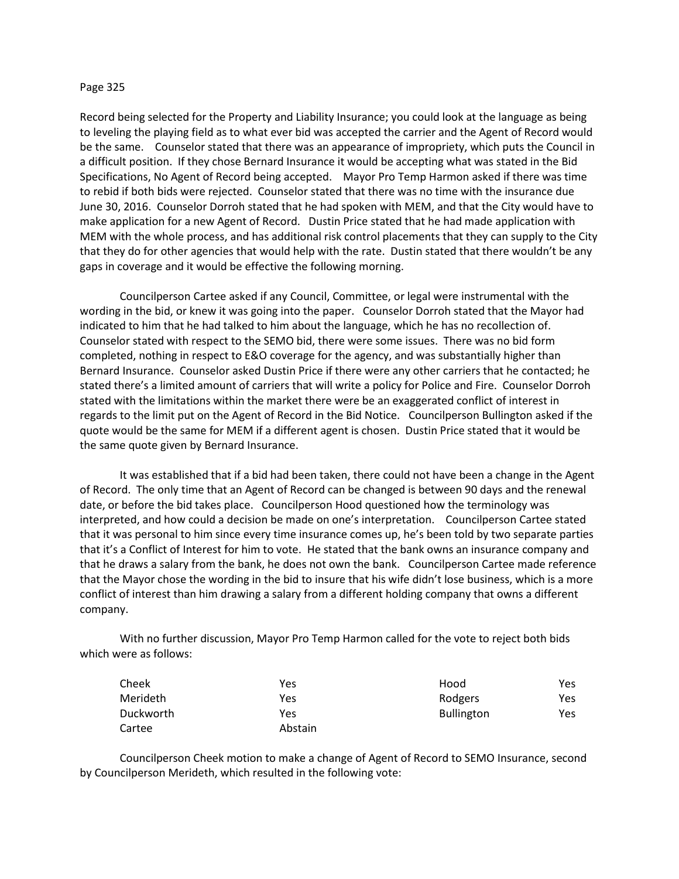Record being selected for the Property and Liability Insurance; you could look at the language as being to leveling the playing field as to what ever bid was accepted the carrier and the Agent of Record would be the same. Counselor stated that there was an appearance of impropriety, which puts the Council in a difficult position. If they chose Bernard Insurance it would be accepting what was stated in the Bid Specifications, No Agent of Record being accepted. Mayor Pro Temp Harmon asked if there was time to rebid if both bids were rejected. Counselor stated that there was no time with the insurance due June 30, 2016. Counselor Dorroh stated that he had spoken with MEM, and that the City would have to make application for a new Agent of Record. Dustin Price stated that he had made application with MEM with the whole process, and has additional risk control placements that they can supply to the City that they do for other agencies that would help with the rate. Dustin stated that there wouldn't be any gaps in coverage and it would be effective the following morning.

Councilperson Cartee asked if any Council, Committee, or legal were instrumental with the wording in the bid, or knew it was going into the paper. Counselor Dorroh stated that the Mayor had indicated to him that he had talked to him about the language, which he has no recollection of. Counselor stated with respect to the SEMO bid, there were some issues. There was no bid form completed, nothing in respect to E&O coverage for the agency, and was substantially higher than Bernard Insurance. Counselor asked Dustin Price if there were any other carriers that he contacted; he stated there's a limited amount of carriers that will write a policy for Police and Fire. Counselor Dorroh stated with the limitations within the market there were be an exaggerated conflict of interest in regards to the limit put on the Agent of Record in the Bid Notice. Councilperson Bullington asked if the quote would be the same for MEM if a different agent is chosen. Dustin Price stated that it would be the same quote given by Bernard Insurance.

It was established that if a bid had been taken, there could not have been a change in the Agent of Record. The only time that an Agent of Record can be changed is between 90 days and the renewal date, or before the bid takes place. Councilperson Hood questioned how the terminology was interpreted, and how could a decision be made on one's interpretation. Councilperson Cartee stated that it was personal to him since every time insurance comes up, he's been told by two separate parties that it's a Conflict of Interest for him to vote. He stated that the bank owns an insurance company and that he draws a salary from the bank, he does not own the bank. Councilperson Cartee made reference that the Mayor chose the wording in the bid to insure that his wife didn't lose business, which is a more conflict of interest than him drawing a salary from a different holding company that owns a different company.

With no further discussion, Mayor Pro Temp Harmon called for the vote to reject both bids which were as follows:

| | | | |
|---|---|---|---|
| Cheek | Yes | Hood | Yes |
| Merideth | Yes | Rodgers | Yes |
| Duckworth | Yes | Bullington | Yes |
| Cartee | Abstain | | |

Councilperson Cheek motion to make a change of Agent of Record to SEMO Insurance, second by Councilperson Merideth, which resulted in the following vote: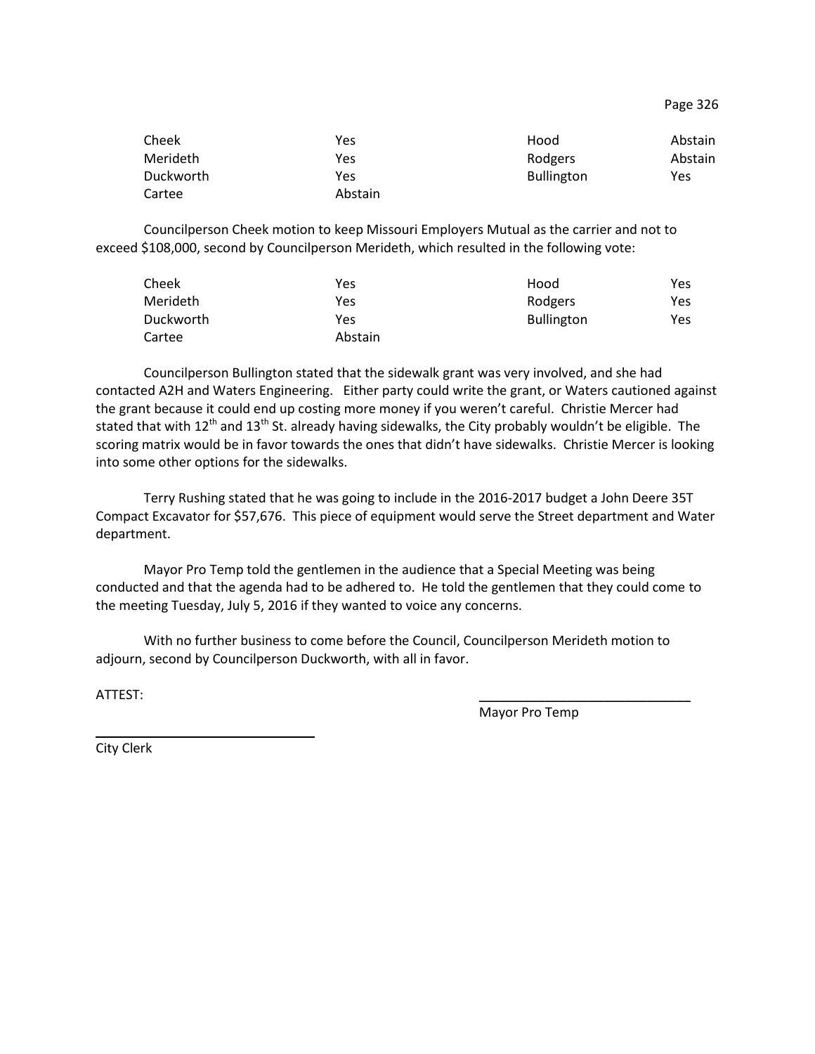| | | | |
|---|---|---|---|
| Cheek | Yes | Hood | Abstain |
| Merideth | Yes | Rodgers | Abstain |
| Duckworth | Yes | Bullington | Yes |
| Cartee | Abstain | | |

Councilperson Cheek motion to keep Missouri Employers Mutual as the carrier and not to exceed $108,000, second by Councilperson Merideth, which resulted in the following vote:

| | | | |
|---|---|---|---|
| Cheek | Yes | Hood | Yes |
| Merideth | Yes | Rodgers | Yes |
| Duckworth | Yes | Bullington | Yes |
| Cartee | Abstain | | |

Councilperson Bullington stated that the sidewalk grant was very involved, and she had contacted A2H and Waters Engineering. Either party could write the grant, or Waters cautioned against the grant because it could end up costing more money if you weren't careful. Christie Mercer had stated that with 12th and 13th St. already having sidewalks, the City probably wouldn't be eligible. The scoring matrix would be in favor towards the ones that didn't have sidewalks. Christie Mercer is looking into some other options for the sidewalks.

Terry Rushing stated that he was going to include in the 2016-2017 budget a John Deere 35T Compact Excavator for $57,676. This piece of equipment would serve the Street department and Water department.

Mayor Pro Temp told the gentlemen in the audience that a Special Meeting was being conducted and that the agenda had to be adhered to. He told the gentlemen that they could come to the meeting Tuesday, July 5, 2016 if they wanted to voice any concerns.

With no further business to come before the Council, Councilperson Merideth motion to adjourn, second by Councilperson Duckworth, with all in favor.

ATTEST:

\_\_\_\_\_\_\_\_\_\_\_\_\_\_\_\_\_\_\_\_\_\_\_\_\_\_\_\_\_\_

Mayor Pro Temp

\_\_\_\_\_\_\_\_\_\_\_\_\_\_\_\_\_\_\_\_\_\_\_\_\_\_\_\_\_\_

City Clerk